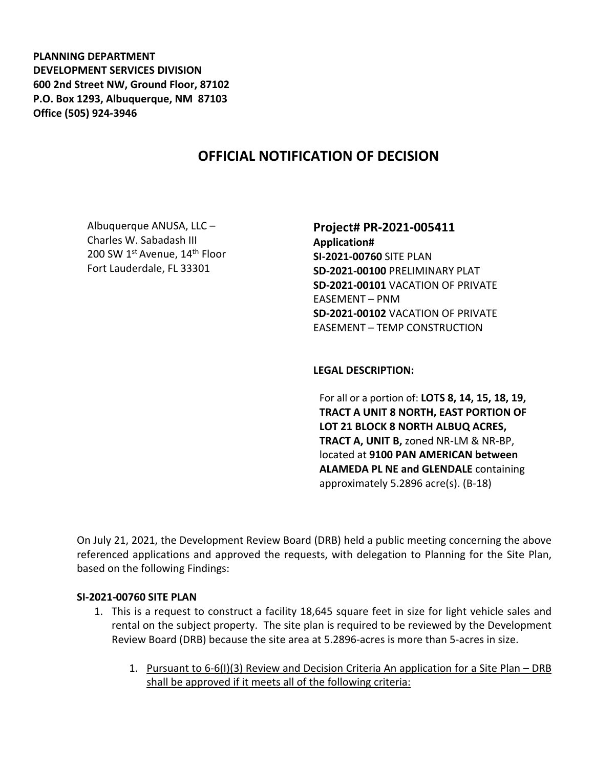**PLANNING DEPARTMENT**
**DEVELOPMENT SERVICES DIVISION**
**600 2nd Street NW, Ground Floor, 87102**
**P.O. Box 1293, Albuquerque, NM 87103**
**Office (505) 924-3946**

# OFFICIAL NOTIFICATION OF DECISION

Albuquerque ANUSA, LLC –
Charles W. Sabadash III
200 SW 1st Avenue, 14th Floor
Fort Lauderdale, FL 33301

**Project# PR-2021-005411**
**Application#**
**SI-2021-00760** SITE PLAN
**SD-2021-00100** PRELIMINARY PLAT
**SD-2021-00101** VACATION OF PRIVATE EASEMENT – PNM
**SD-2021-00102** VACATION OF PRIVATE EASEMENT – TEMP CONSTRUCTION

**LEGAL DESCRIPTION:**

For all or a portion of: **LOTS 8, 14, 15, 18, 19, TRACT A UNIT 8 NORTH, EAST PORTION OF LOT 21 BLOCK 8 NORTH ALBUQ ACRES, TRACT A, UNIT B,** zoned NR-LM & NR-BP, located at **9100 PAN AMERICAN between ALAMEDA PL NE and GLENDALE** containing approximately 5.2896 acre(s). (B-18)

On July 21, 2021, the Development Review Board (DRB) held a public meeting concerning the above referenced applications and approved the requests, with delegation to Planning for the Site Plan, based on the following Findings:

**SI-2021-00760 SITE PLAN**

1. This is a request to construct a facility 18,645 square feet in size for light vehicle sales and rental on the subject property. The site plan is required to be reviewed by the Development Review Board (DRB) because the site area at 5.2896-acres is more than 5-acres in size.

    1. Pursuant to 6-6(I)(3) Review and Decision Criteria An application for a Site Plan – DRB shall be approved if it meets all of the following criteria: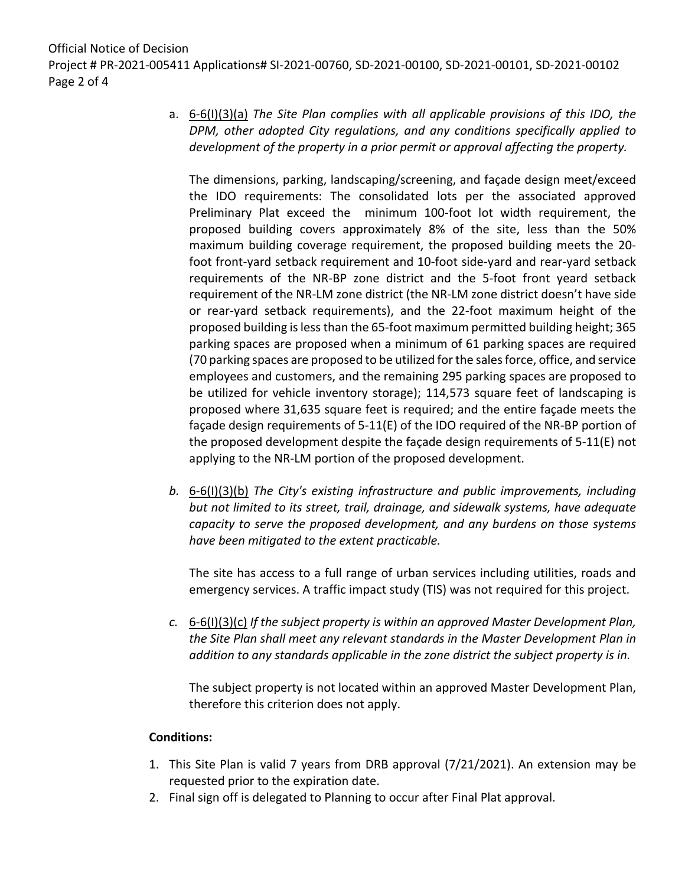a. 6-6(I)(3)(a) *The Site Plan complies with all applicable provisions of this IDO, the DPM, other adopted City regulations, and any conditions specifically applied to development of the property in a prior permit or approval affecting the property.*

   The dimensions, parking, landscaping/screening, and façade design meet/exceed the IDO requirements: The consolidated lots per the associated approved Preliminary Plat exceed the minimum 100-foot lot width requirement, the proposed building covers approximately 8% of the site, less than the 50% maximum building coverage requirement, the proposed building meets the 20-foot front-yard setback requirement and 10-foot side-yard and rear-yard setback requirements of the NR-BP zone district and the 5-foot front yeard setback requirement of the NR-LM zone district (the NR-LM zone district doesn't have side or rear-yard setback requirements), and the 22-foot maximum height of the proposed building is less than the 65-foot maximum permitted building height; 365 parking spaces are proposed when a minimum of 61 parking spaces are required (70 parking spaces are proposed to be utilized for the sales force, office, and service employees and customers, and the remaining 295 parking spaces are proposed to be utilized for vehicle inventory storage); 114,573 square feet of landscaping is proposed where 31,635 square feet is required; and the entire façade meets the façade design requirements of 5-11(E) of the IDO required of the NR-BP portion of the proposed development despite the façade design requirements of 5-11(E) not applying to the NR-LM portion of the proposed development.

b. 6-6(I)(3)(b) *The City's existing infrastructure and public improvements, including but not limited to its street, trail, drainage, and sidewalk systems, have adequate capacity to serve the proposed development, and any burdens on those systems have been mitigated to the extent practicable.*

   The site has access to a full range of urban services including utilities, roads and emergency services. A traffic impact study (TIS) was not required for this project.

c. 6-6(I)(3)(c) *If the subject property is within an approved Master Development Plan, the Site Plan shall meet any relevant standards in the Master Development Plan in addition to any standards applicable in the zone district the subject property is in.*

   The subject property is not located within an approved Master Development Plan, therefore this criterion does not apply.

**Conditions:**

1. This Site Plan is valid 7 years from DRB approval (7/21/2021). An extension may be requested prior to the expiration date.
2. Final sign off is delegated to Planning to occur after Final Plat approval.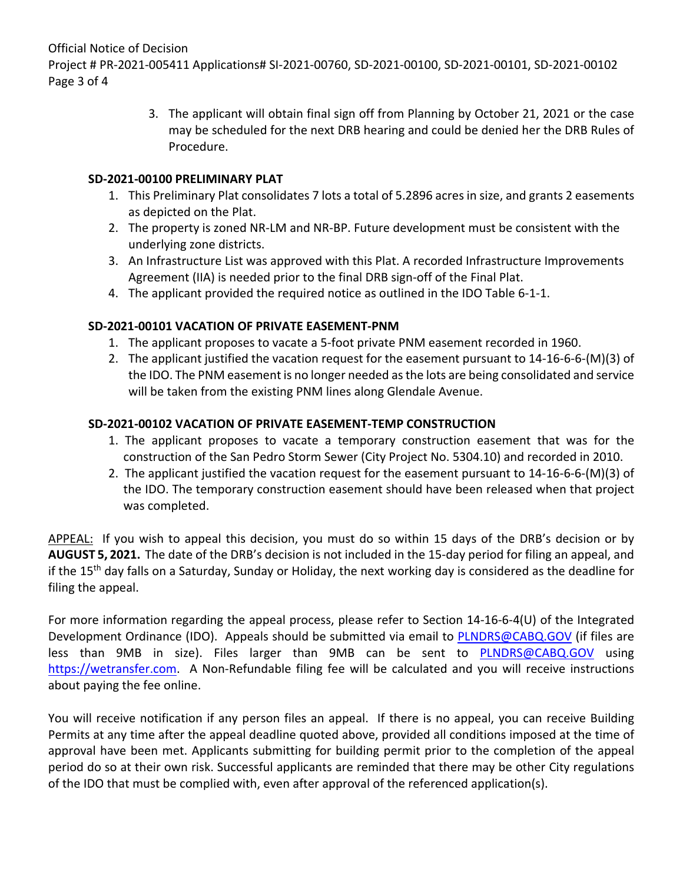3. The applicant will obtain final sign off from Planning by October 21, 2021 or the case may be scheduled for the next DRB hearing and could be denied her the DRB Rules of Procedure.

**SD-2021-00100 PRELIMINARY PLAT**

1. This Preliminary Plat consolidates 7 lots a total of 5.2896 acres in size, and grants 2 easements as depicted on the Plat.
2. The property is zoned NR-LM and NR-BP. Future development must be consistent with the underlying zone districts.
3. An Infrastructure List was approved with this Plat. A recorded Infrastructure Improvements Agreement (IIA) is needed prior to the final DRB sign-off of the Final Plat.
4. The applicant provided the required notice as outlined in the IDO Table 6-1-1.

**SD-2021-00101 VACATION OF PRIVATE EASEMENT-PNM**

1. The applicant proposes to vacate a 5-foot private PNM easement recorded in 1960.
2. The applicant justified the vacation request for the easement pursuant to 14-16-6-6-(M)(3) of the IDO. The PNM easement is no longer needed as the lots are being consolidated and service will be taken from the existing PNM lines along Glendale Avenue.

**SD-2021-00102 VACATION OF PRIVATE EASEMENT-TEMP CONSTRUCTION**

1. The applicant proposes to vacate a temporary construction easement that was for the construction of the San Pedro Storm Sewer (City Project No. 5304.10) and recorded in 2010.
2. The applicant justified the vacation request for the easement pursuant to 14-16-6-6-(M)(3) of the IDO. The temporary construction easement should have been released when that project was completed.

APPEAL: If you wish to appeal this decision, you must do so within 15 days of the DRB's decision or by **AUGUST 5, 2021.** The date of the DRB's decision is not included in the 15-day period for filing an appeal, and if the 15th day falls on a Saturday, Sunday or Holiday, the next working day is considered as the deadline for filing the appeal.

For more information regarding the appeal process, please refer to Section 14-16-6-4(U) of the Integrated Development Ordinance (IDO). Appeals should be submitted via email to PLNDRS@CABQ.GOV (if files are less than 9MB in size). Files larger than 9MB can be sent to PLNDRS@CABQ.GOV using https://wetransfer.com. A Non-Refundable filing fee will be calculated and you will receive instructions about paying the fee online.

You will receive notification if any person files an appeal. If there is no appeal, you can receive Building Permits at any time after the appeal deadline quoted above, provided all conditions imposed at the time of approval have been met. Applicants submitting for building permit prior to the completion of the appeal period do so at their own risk. Successful applicants are reminded that there may be other City regulations of the IDO that must be complied with, even after approval of the referenced application(s).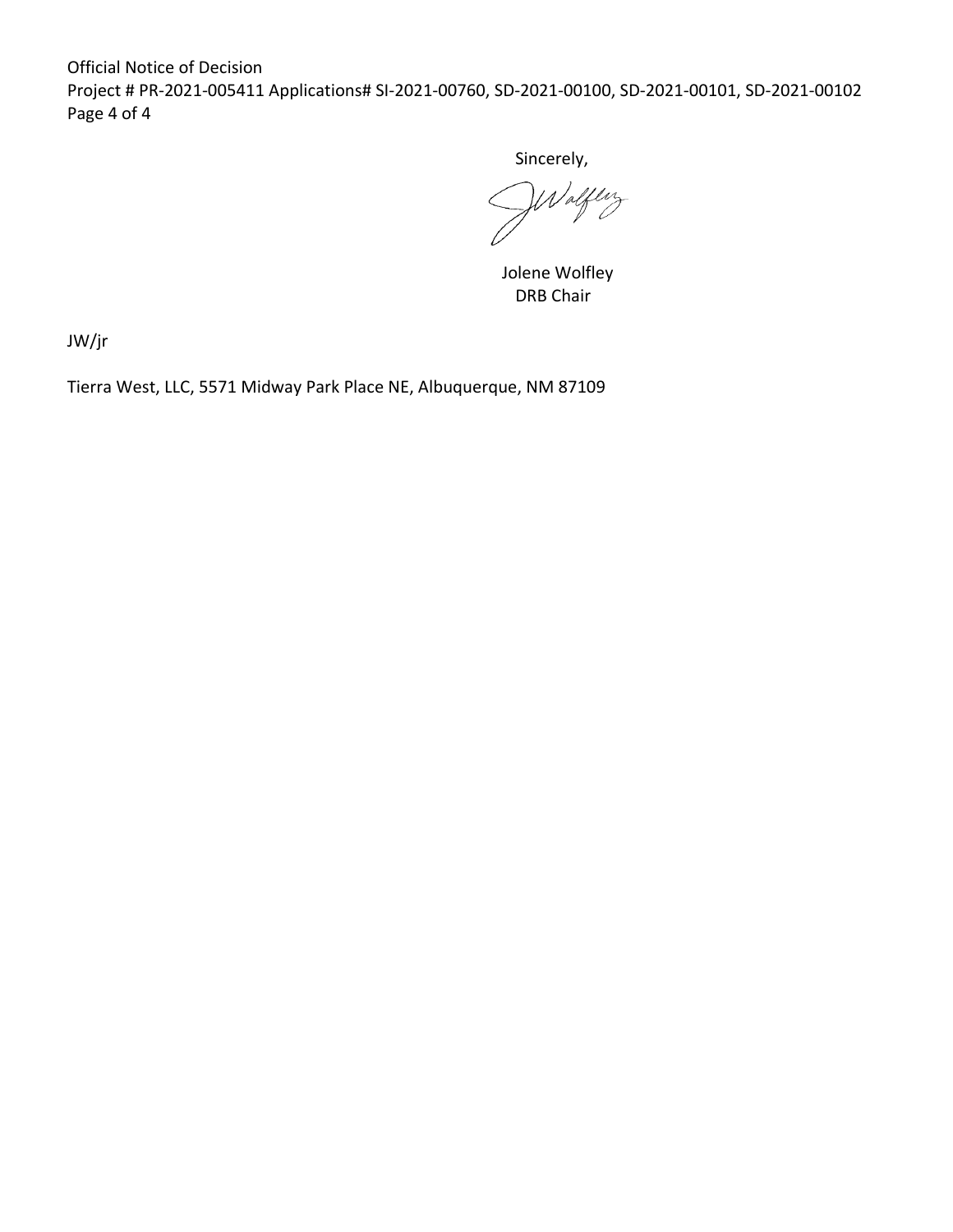Sincerely,

Jolene Wolfley
DRB Chair

JW/jr

Tierra West, LLC, 5571 Midway Park Place NE, Albuquerque, NM 87109